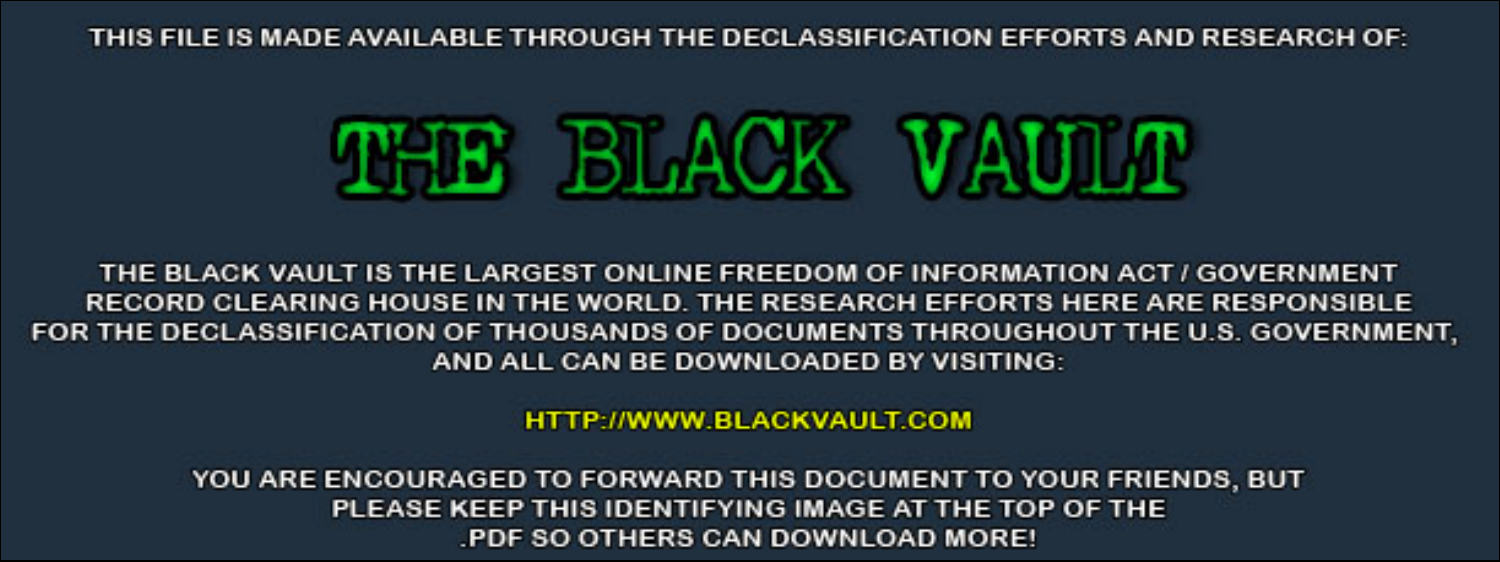THIS FILE IS MADE AVAILABLE THROUGH THE DECLASSIFICATION EFFORTS AND RESEARCH OF:

# THE BLACK VAULT

THE BLACK VAULT IS THE LARGEST ONLINE FREEDOM OF INFORMATION ACT / GOVERNMENT RECORD CLEARING HOUSE IN THE WORLD. THE RESEARCH EFFORTS HERE ARE RESPONSIBLE FOR THE DECLASSIFICATION OF THOUSANDS OF DOCUMENTS THROUGHOUT THE U.S. GOVERNMENT, AND ALL CAN BE DOWNLOADED BY VISITING:

HTTP://WWW.BLACKVAULT.COM

YOU ARE ENCOURAGED TO FORWARD THIS DOCUMENT TO YOUR FRIENDS, BUT PLEASE KEEP THIS IDENTIFYING IMAGE AT THE TOP OF THE .PDF SO OTHERS CAN DOWNLOAD MORE!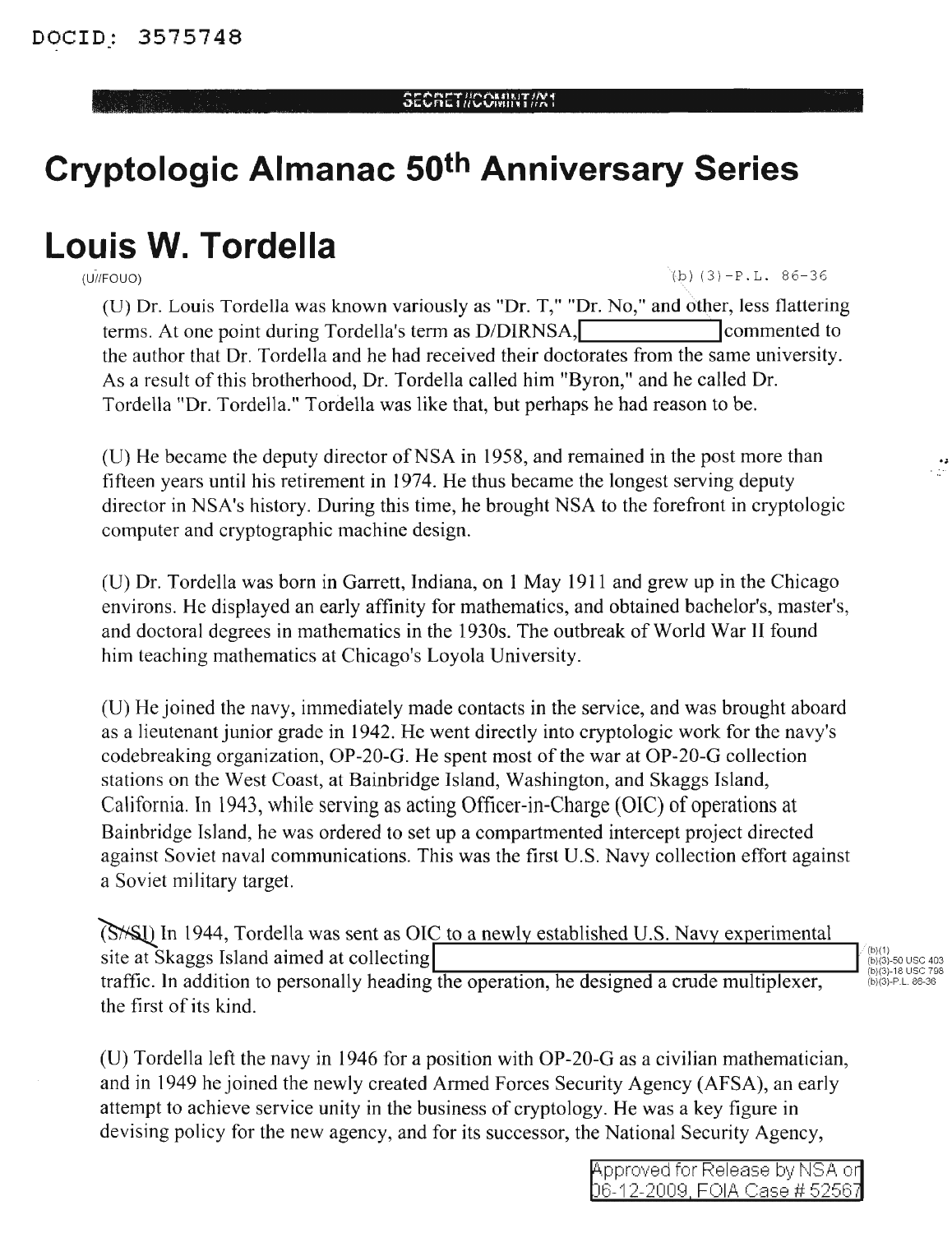DOCID: 3575748

SECRET//COMINT//X1

# Cryptologic Almanac 50th Anniversary Series

# Louis W. Tordella

(U//FOUO)

(b)(3)-P.L. 86-36

(U) Dr. Louis Tordella was known variously as "Dr. T," "Dr. No," and other, less flattering terms. At one point during Tordella's term as D/DIRNSA, [redacted] commented to the author that Dr. Tordella and he had received their doctorates from the same university. As a result of this brotherhood, Dr. Tordella called him "Byron," and he called Dr. Tordella "Dr. Tordella." Tordella was like that, but perhaps he had reason to be.

(U) He became the deputy director of NSA in 1958, and remained in the post more than fifteen years until his retirement in 1974. He thus became the longest serving deputy director in NSA's history. During this time, he brought NSA to the forefront in cryptologic computer and cryptographic machine design.

(U) Dr. Tordella was born in Garrett, Indiana, on 1 May 1911 and grew up in the Chicago environs. He displayed an early affinity for mathematics, and obtained bachelor's, master's, and doctoral degrees in mathematics in the 1930s. The outbreak of World War II found him teaching mathematics at Chicago's Loyola University.

(U) He joined the navy, immediately made contacts in the service, and was brought aboard as a lieutenant junior grade in 1942. He went directly into cryptologic work for the navy's codebreaking organization, OP-20-G. He spent most of the war at OP-20-G collection stations on the West Coast, at Bainbridge Island, Washington, and Skaggs Island, California. In 1943, while serving as acting Officer-in-Charge (OIC) of operations at Bainbridge Island, he was ordered to set up a compartmented intercept project directed against Soviet naval communications. This was the first U.S. Navy collection effort against a Soviet military target.

(S//SI) In 1944, Tordella was sent as OIC to a newly established U.S. Navy experimental site at Skaggs Island aimed at collecting [redacted] traffic. In addition to personally heading the operation, he designed a crude multiplexer, the first of its kind.

(b)(1)
(b)(3)-50 USC 403
(b)(3)-18 USC 798
(b)(3)-P.L. 86-36

(U) Tordella left the navy in 1946 for a position with OP-20-G as a civilian mathematician, and in 1949 he joined the newly created Armed Forces Security Agency (AFSA), an early attempt to achieve service unity in the business of cryptology. He was a key figure in devising policy for the new agency, and for its successor, the National Security Agency,

Approved for Release by NSA on 06-12-2009, FOIA Case # 52567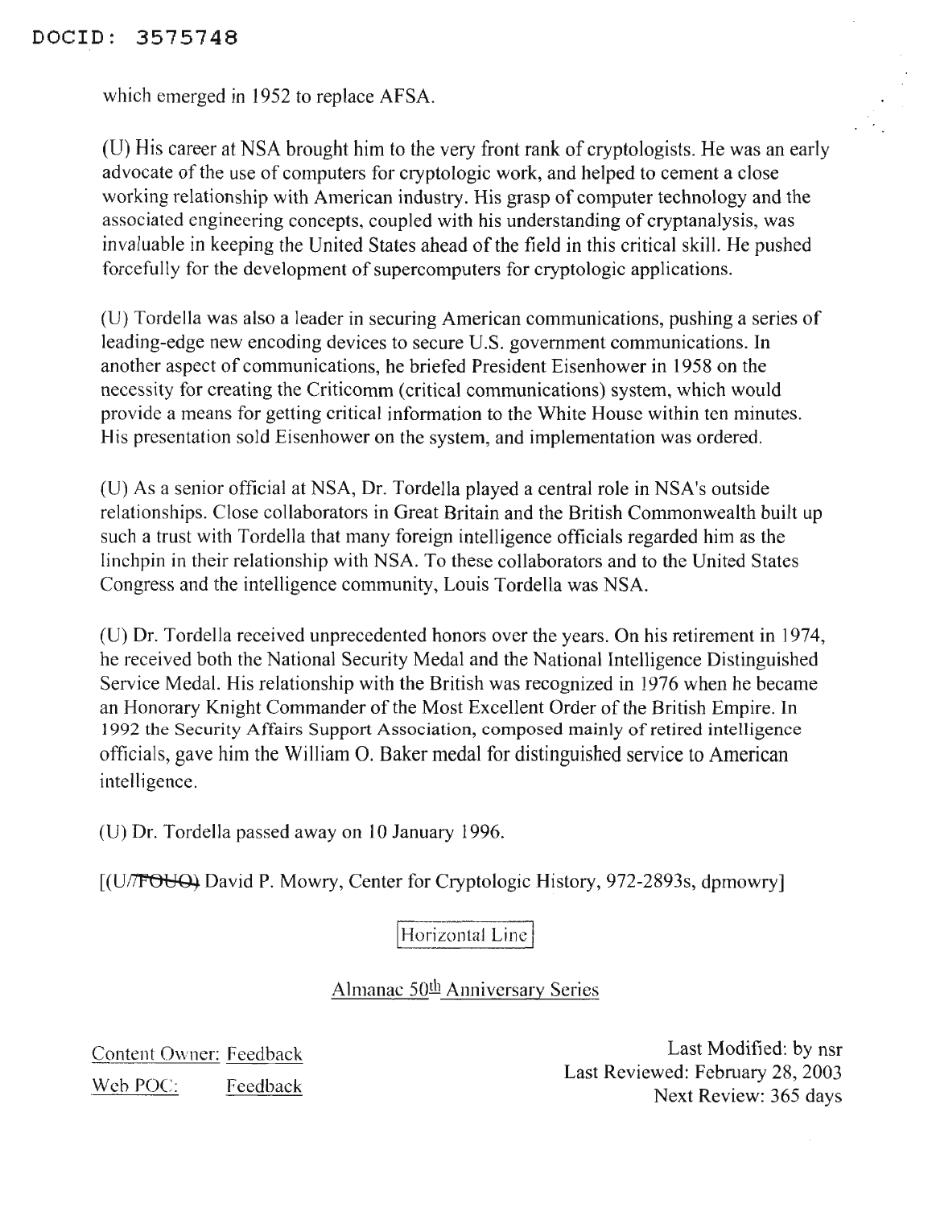which emerged in 1952 to replace AFSA.

(U) His career at NSA brought him to the very front rank of cryptologists. He was an early advocate of the use of computers for cryptologic work, and helped to cement a close working relationship with American industry. His grasp of computer technology and the associated engineering concepts, coupled with his understanding of cryptanalysis, was invaluable in keeping the United States ahead of the field in this critical skill. He pushed forcefully for the development of supercomputers for cryptologic applications.

(U) Tordella was also a leader in securing American communications, pushing a series of leading-edge new encoding devices to secure U.S. government communications. In another aspect of communications, he briefed President Eisenhower in 1958 on the necessity for creating the Criticomm (critical communications) system, which would provide a means for getting critical information to the White House within ten minutes. His presentation sold Eisenhower on the system, and implementation was ordered.

(U) As a senior official at NSA, Dr. Tordella played a central role in NSA's outside relationships. Close collaborators in Great Britain and the British Commonwealth built up such a trust with Tordella that many foreign intelligence officials regarded him as the linchpin in their relationship with NSA. To these collaborators and to the United States Congress and the intelligence community, Louis Tordella was NSA.

(U) Dr. Tordella received unprecedented honors over the years. On his retirement in 1974, he received both the National Security Medal and the National Intelligence Distinguished Service Medal. His relationship with the British was recognized in 1976 when he became an Honorary Knight Commander of the Most Excellent Order of the British Empire. In 1992 the Security Affairs Support Association, composed mainly of retired intelligence officials, gave him the William O. Baker medal for distinguished service to American intelligence.

(U) Dr. Tordella passed away on 10 January 1996.

[(U/~~FOUO~~) David P. Mowry, Center for Cryptologic History, 972-2893s, dpmowry]

Horizontal Line

Almanac 50th Anniversary Series

Content Owner: Feedback
Web POC: Feedback

Last Modified: by nsr
Last Reviewed: February 28, 2003
Next Review: 365 days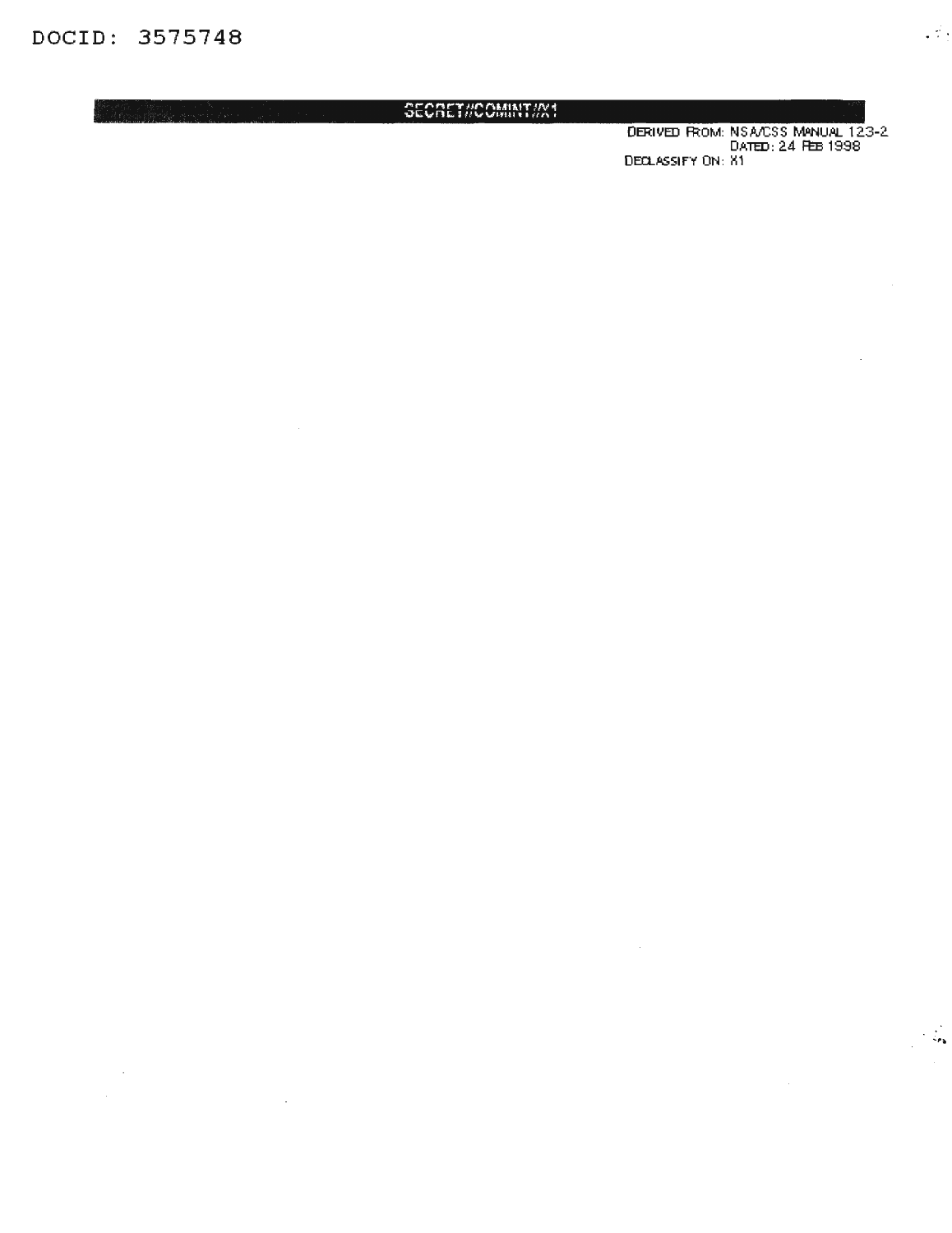DOCID: 3575748

SECRET//COMINT//X1

DERIVED FROM: NSA/CSS MANUAL 123-2
DATED: 24 FEB 1998
DECLASSIFY ON: X1